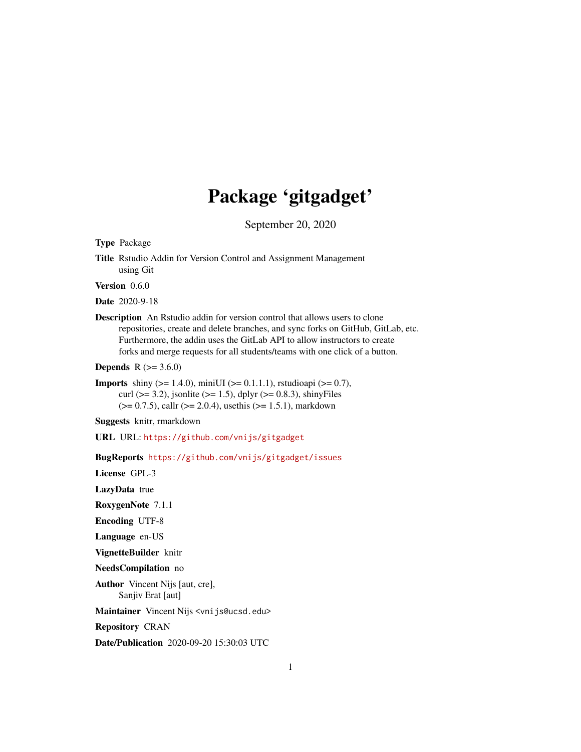# Package ‘gitgadget’

September 20, 2020

**Type** Package

**Title** Rstudio Addin for Version Control and Assignment Management using Git

**Version** 0.6.0

**Date** 2020-9-18

**Description** An Rstudio addin for version control that allows users to clone repositories, create and delete branches, and sync forks on GitHub, GitLab, etc. Furthermore, the addin uses the GitLab API to allow instructors to create forks and merge requests for all students/teams with one click of a button.

**Depends** R (>= 3.6.0)

**Imports** shiny (>= 1.4.0), miniUI (>= 0.1.1.1), rstudioapi (>= 0.7), curl (>= 3.2), jsonlite (>= 1.5), dplyr (>= 0.8.3), shinyFiles (>= 0.7.5), callr (>= 2.0.4), usethis (>= 1.5.1), markdown

**Suggests** knitr, rmarkdown

**URL** URL: https://github.com/vnijs/gitgadget

**BugReports** https://github.com/vnijs/gitgadget/issues

**License** GPL-3

**LazyData** true

**RoxygenNote** 7.1.1

**Encoding** UTF-8

**Language** en-US

**VignetteBuilder** knitr

**NeedsCompilation** no

**Author** Vincent Nijs [aut, cre], Sanjiv Erat [aut]

**Maintainer** Vincent Nijs <vnijs@ucsd.edu>

**Repository** CRAN

**Date/Publication** 2020-09-20 15:30:03 UTC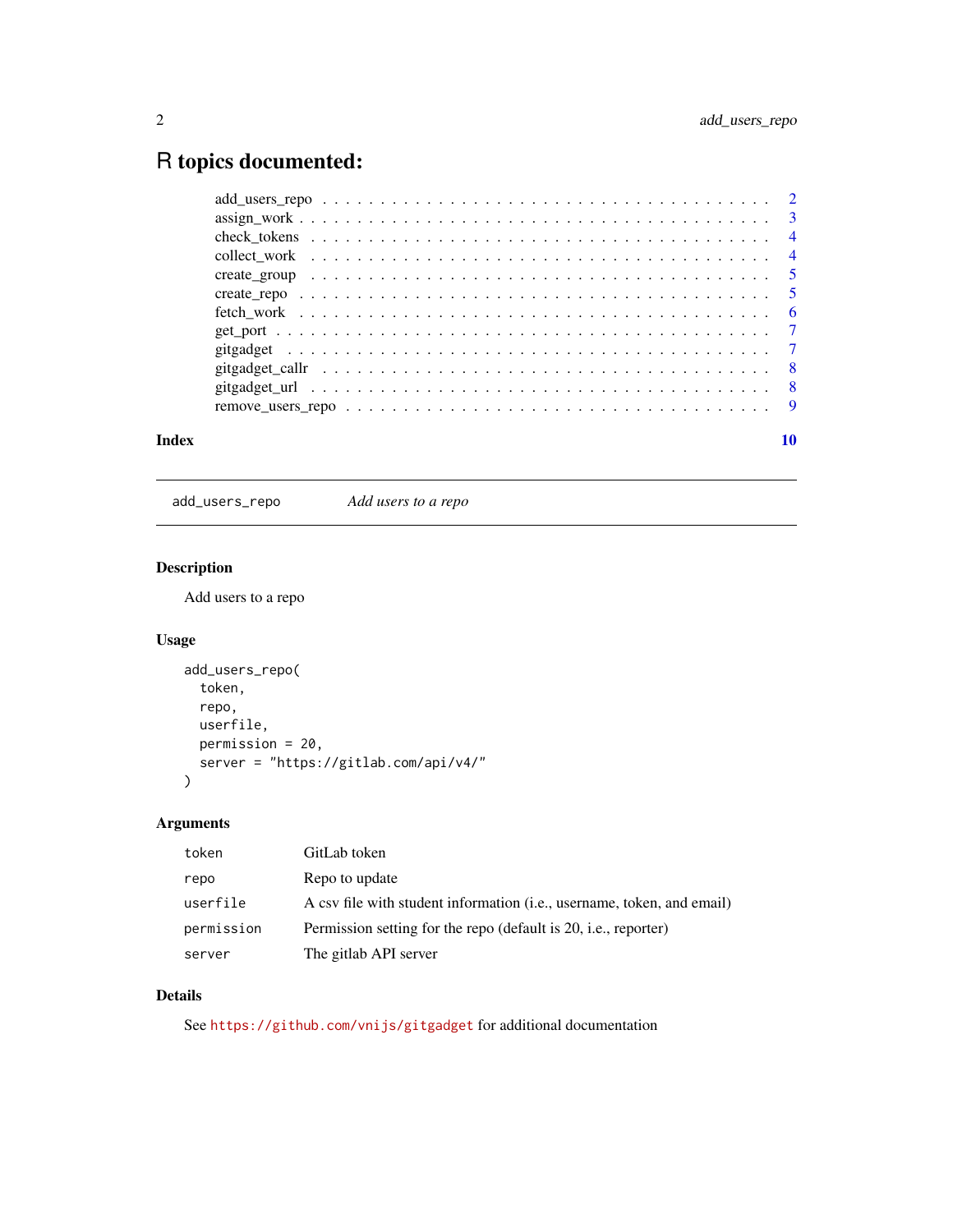# R topics documented:

add_users_repo . . . . . . . . . . . . . . . . . . . . . . . . . . . . . . . . . . . . . 2
assign_work . . . . . . . . . . . . . . . . . . . . . . . . . . . . . . . . . . . . . . . 3
check_tokens . . . . . . . . . . . . . . . . . . . . . . . . . . . . . . . . . . . . . . 4
collect_work . . . . . . . . . . . . . . . . . . . . . . . . . . . . . . . . . . . . . . 4
create_group . . . . . . . . . . . . . . . . . . . . . . . . . . . . . . . . . . . . . . 5
create_repo . . . . . . . . . . . . . . . . . . . . . . . . . . . . . . . . . . . . . . . 5
fetch_work . . . . . . . . . . . . . . . . . . . . . . . . . . . . . . . . . . . . . . . 6
get_port . . . . . . . . . . . . . . . . . . . . . . . . . . . . . . . . . . . . . . . . 7
gitgadget . . . . . . . . . . . . . . . . . . . . . . . . . . . . . . . . . . . . . . . . 7
gitgadget_callr . . . . . . . . . . . . . . . . . . . . . . . . . . . . . . . . . . . . . 8
gitgadget_url . . . . . . . . . . . . . . . . . . . . . . . . . . . . . . . . . . . . . . 8
remove_users_repo . . . . . . . . . . . . . . . . . . . . . . . . . . . . . . . . . . . 9

**Index** 10

---

## add_users_repo — *Add users to a repo*

### Description

Add users to a repo

### Usage

```
add_users_repo(
  token,
  repo,
  userfile,
  permission = 20,
  server = "https://gitlab.com/api/v4/"
)
```

### Arguments

| | |
|---|---|
| `token` | GitLab token |
| `repo` | Repo to update |
| `userfile` | A csv file with student information (i.e., username, token, and email) |
| `permission` | Permission setting for the repo (default is 20, i.e., reporter) |
| `server` | The gitlab API server |

### Details

See `https://github.com/vnijs/gitgadget` for additional documentation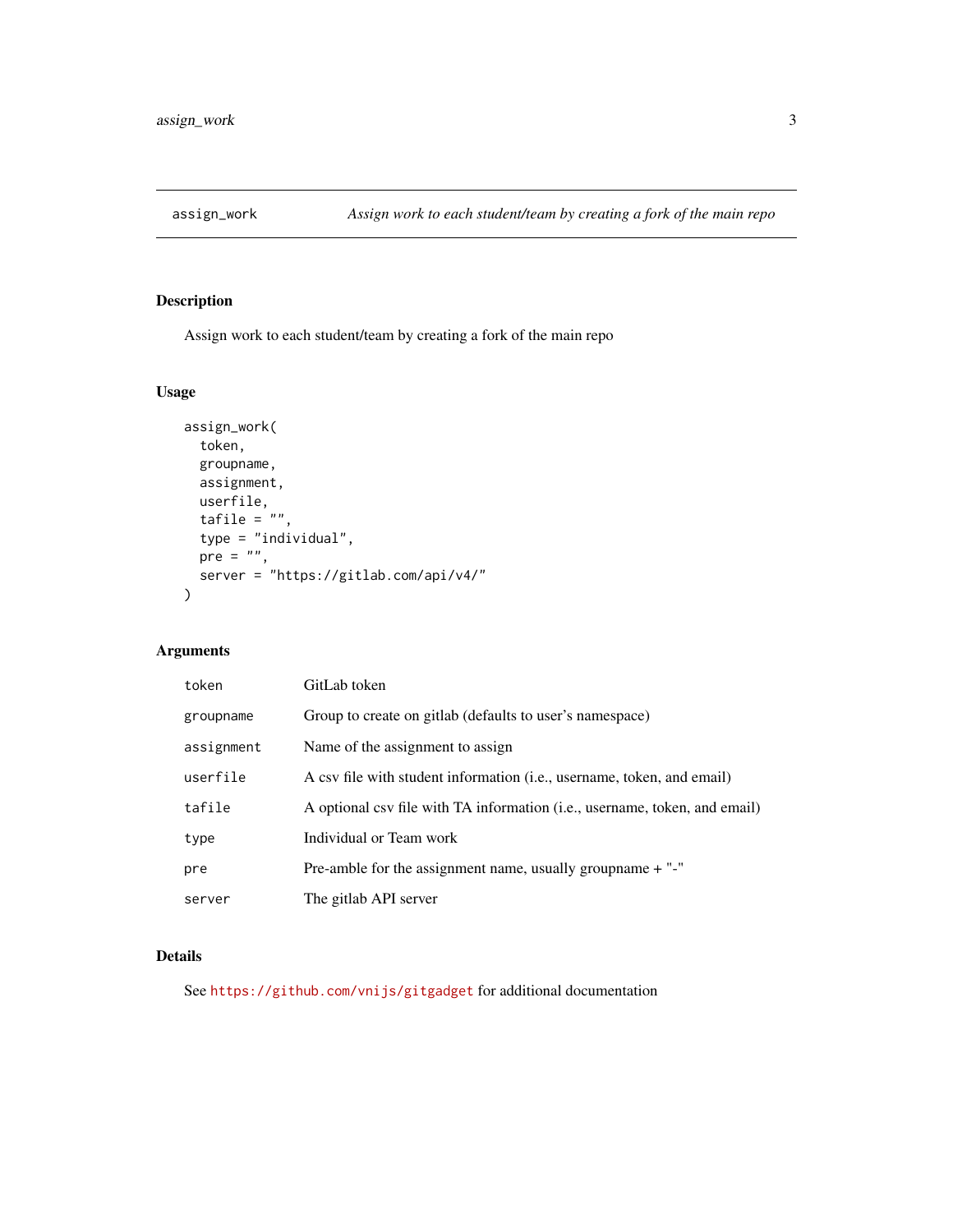## assign_work — *Assign work to each student/team by creating a fork of the main repo*

### Description

Assign work to each student/team by creating a fork of the main repo

### Usage

```
assign_work(
  token,
  groupname,
  assignment,
  userfile,
  tafile = "",
  type = "individual",
  pre = "",
  server = "https://gitlab.com/api/v4/"
)
```

### Arguments

| | |
|---|---|
| `token` | GitLab token |
| `groupname` | Group to create on gitlab (defaults to user's namespace) |
| `assignment` | Name of the assignment to assign |
| `userfile` | A csv file with student information (i.e., username, token, and email) |
| `tafile` | A optional csv file with TA information (i.e., username, token, and email) |
| `type` | Individual or Team work |
| `pre` | Pre-amble for the assignment name, usually groupname + "-" |
| `server` | The gitlab API server |

### Details

See https://github.com/vnijs/gitgadget for additional documentation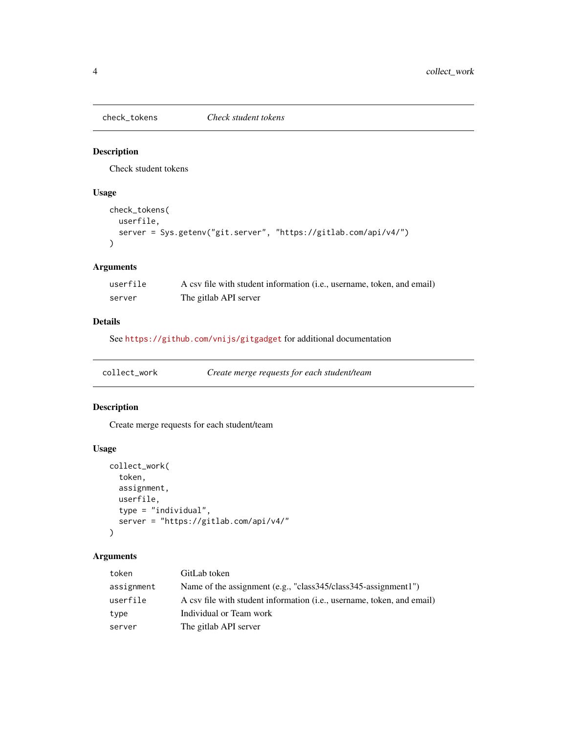## check_tokens *Check student tokens*

### Description

Check student tokens

### Usage

```
check_tokens(
  userfile,
  server = Sys.getenv("git.server", "https://gitlab.com/api/v4/")
)
```

### Arguments

| | |
|---|---|
| `userfile` | A csv file with student information (i.e., username, token, and email) |
| `server` | The gitlab API server |

### Details

See https://github.com/vnijs/gitgadget for additional documentation

## collect_work *Create merge requests for each student/team*

### Description

Create merge requests for each student/team

### Usage

```
collect_work(
  token,
  assignment,
  userfile,
  type = "individual",
  server = "https://gitlab.com/api/v4/"
)
```

### Arguments

| | |
|---|---|
| `token` | GitLab token |
| `assignment` | Name of the assignment (e.g., "class345/class345-assignment1") |
| `userfile` | A csv file with student information (i.e., username, token, and email) |
| `type` | Individual or Team work |
| `server` | The gitlab API server |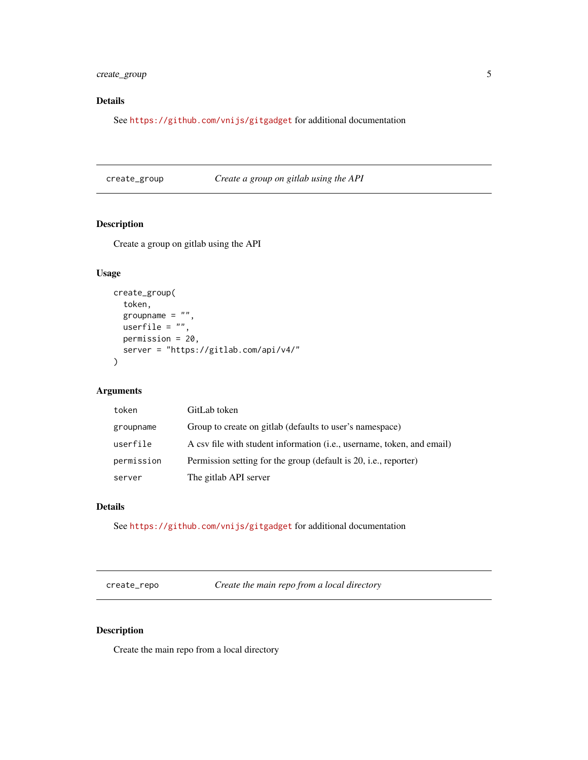### Details

See https://github.com/vnijs/gitgadget for additional documentation

---

## create_group — *Create a group on gitlab using the API*

---

### Description

Create a group on gitlab using the API

### Usage

```
create_group(
  token,
  groupname = "",
  userfile = "",
  permission = 20,
  server = "https://gitlab.com/api/v4/"
)
```

### Arguments

| | |
|---|---|
| `token` | GitLab token |
| `groupname` | Group to create on gitlab (defaults to user's namespace) |
| `userfile` | A csv file with student information (i.e., username, token, and email) |
| `permission` | Permission setting for the group (default is 20, i.e., reporter) |
| `server` | The gitlab API server |

### Details

See https://github.com/vnijs/gitgadget for additional documentation

---

## create_repo — *Create the main repo from a local directory*

---

### Description

Create the main repo from a local directory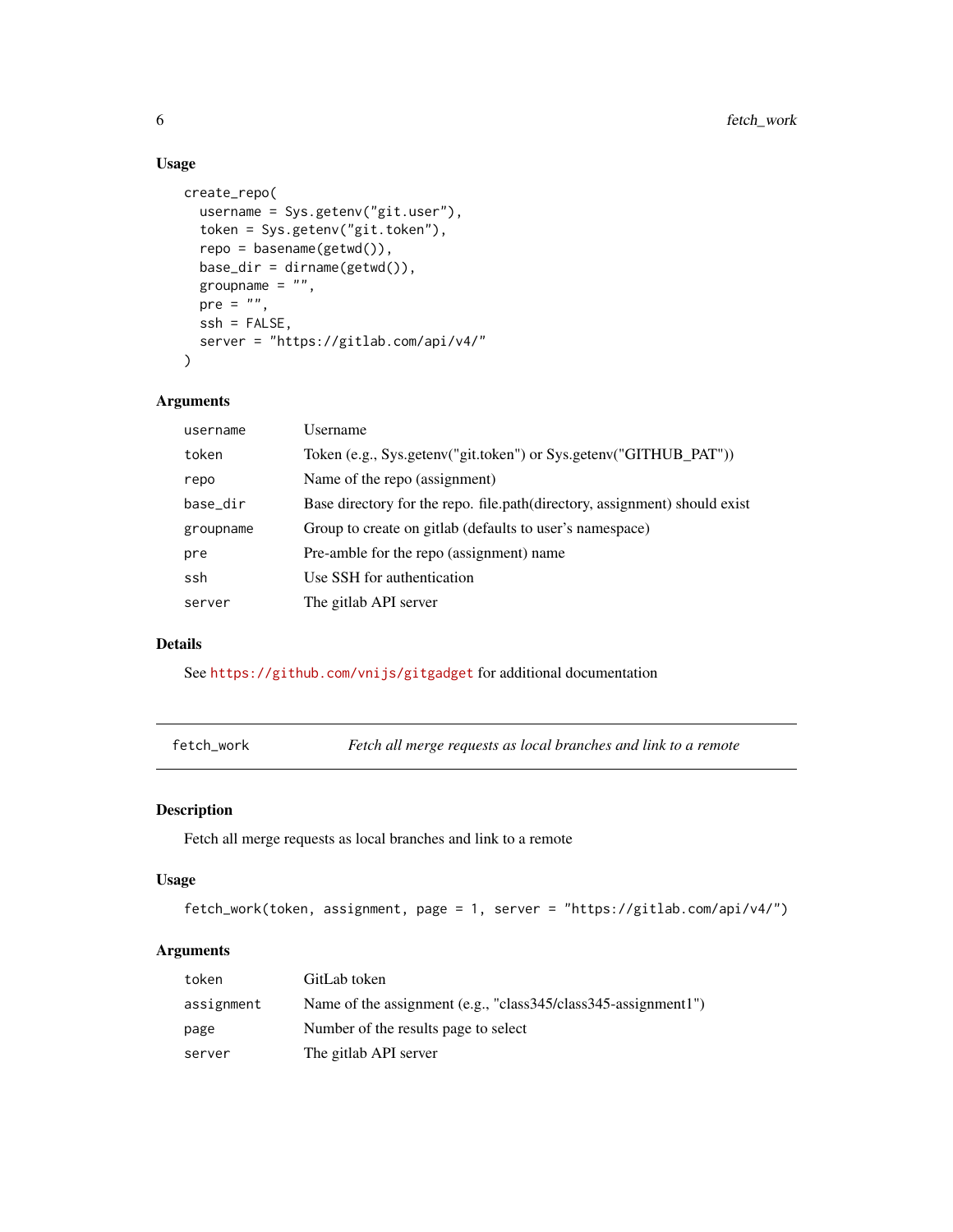### Usage

```
create_repo(
  username = Sys.getenv("git.user"),
  token = Sys.getenv("git.token"),
  repo = basename(getwd()),
  base_dir = dirname(getwd()),
  groupname = "",
  pre = "",
  ssh = FALSE,
  server = "https://gitlab.com/api/v4/"
)
```

### Arguments

| | |
|---|---|
| `username` | Username |
| `token` | Token (e.g., Sys.getenv("git.token") or Sys.getenv("GITHUB_PAT")) |
| `repo` | Name of the repo (assignment) |
| `base_dir` | Base directory for the repo. file.path(directory, assignment) should exist |
| `groupname` | Group to create on gitlab (defaults to user's namespace) |
| `pre` | Pre-amble for the repo (assignment) name |
| `ssh` | Use SSH for authentication |
| `server` | The gitlab API server |

### Details

See https://github.com/vnijs/gitgadget for additional documentation

---

## fetch_work — *Fetch all merge requests as local branches and link to a remote*

### Description

Fetch all merge requests as local branches and link to a remote

### Usage

```
fetch_work(token, assignment, page = 1, server = "https://gitlab.com/api/v4/")
```

### Arguments

| | |
|---|---|
| `token` | GitLab token |
| `assignment` | Name of the assignment (e.g., "class345/class345-assignment1") |
| `page` | Number of the results page to select |
| `server` | The gitlab API server |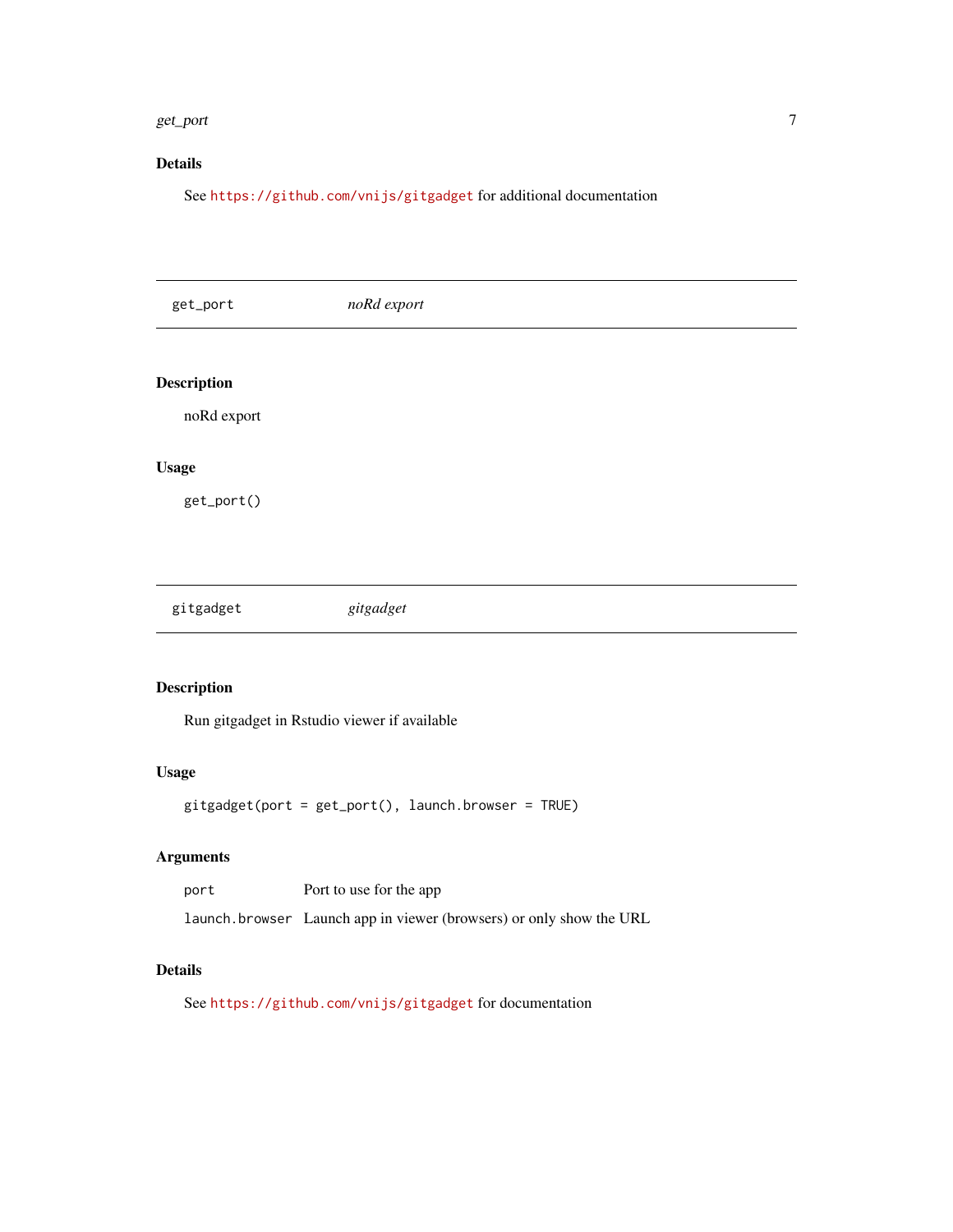### Details

See https://github.com/vnijs/gitgadget for additional documentation

---

## get_port — *noRd export*

---

### Description

noRd export

### Usage

```
get_port()
```

---

## gitgadget — *gitgadget*

---

### Description

Run gitgadget in Rstudio viewer if available

### Usage

```
gitgadget(port = get_port(), launch.browser = TRUE)
```

### Arguments

| | |
|---|---|
| `port` | Port to use for the app |
| `launch.browser` | Launch app in viewer (browsers) or only show the URL |

### Details

See https://github.com/vnijs/gitgadget for documentation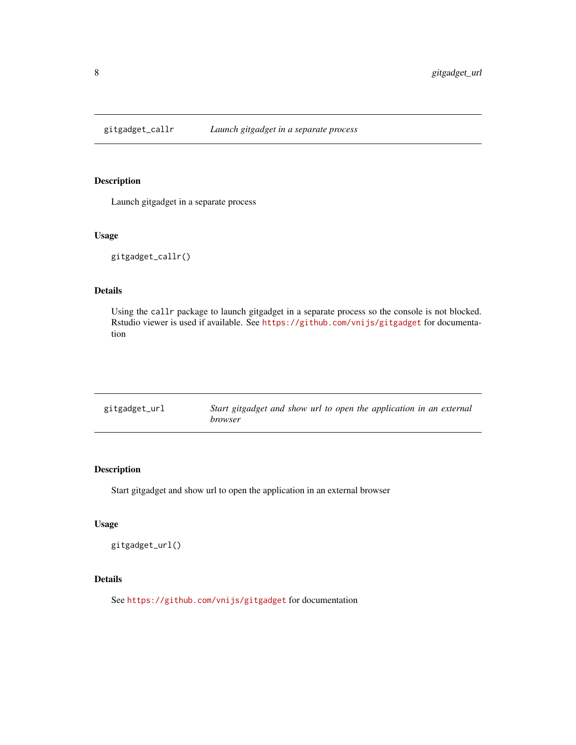## gitgadget_callr — *Launch gitgadget in a separate process*

### Description

Launch gitgadget in a separate process

### Usage

```
gitgadget_callr()
```

### Details

Using the `callr` package to launch gitgadget in a separate process so the console is not blocked. Rstudio viewer is used if available. See https://github.com/vnijs/gitgadget for documentation

## gitgadget_url — *Start gitgadget and show url to open the application in an external browser*

### Description

Start gitgadget and show url to open the application in an external browser

### Usage

```
gitgadget_url()
```

### Details

See https://github.com/vnijs/gitgadget for documentation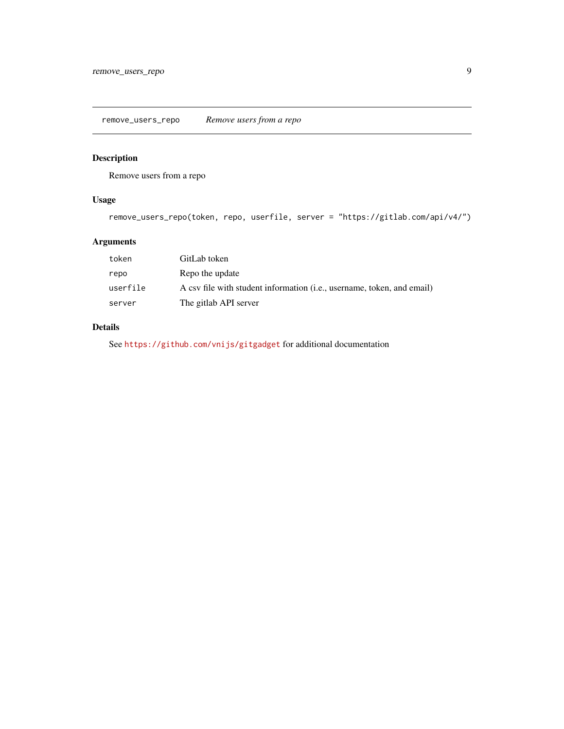## remove_users_repo — *Remove users from a repo*

### Description

Remove users from a repo

### Usage

```
remove_users_repo(token, repo, userfile, server = "https://gitlab.com/api/v4/")
```

### Arguments

| Argument | Description |
|---|---|
| `token` | GitLab token |
| `repo` | Repo the update |
| `userfile` | A csv file with student information (i.e., username, token, and email) |
| `server` | The gitlab API server |

### Details

See https://github.com/vnijs/gitgadget for additional documentation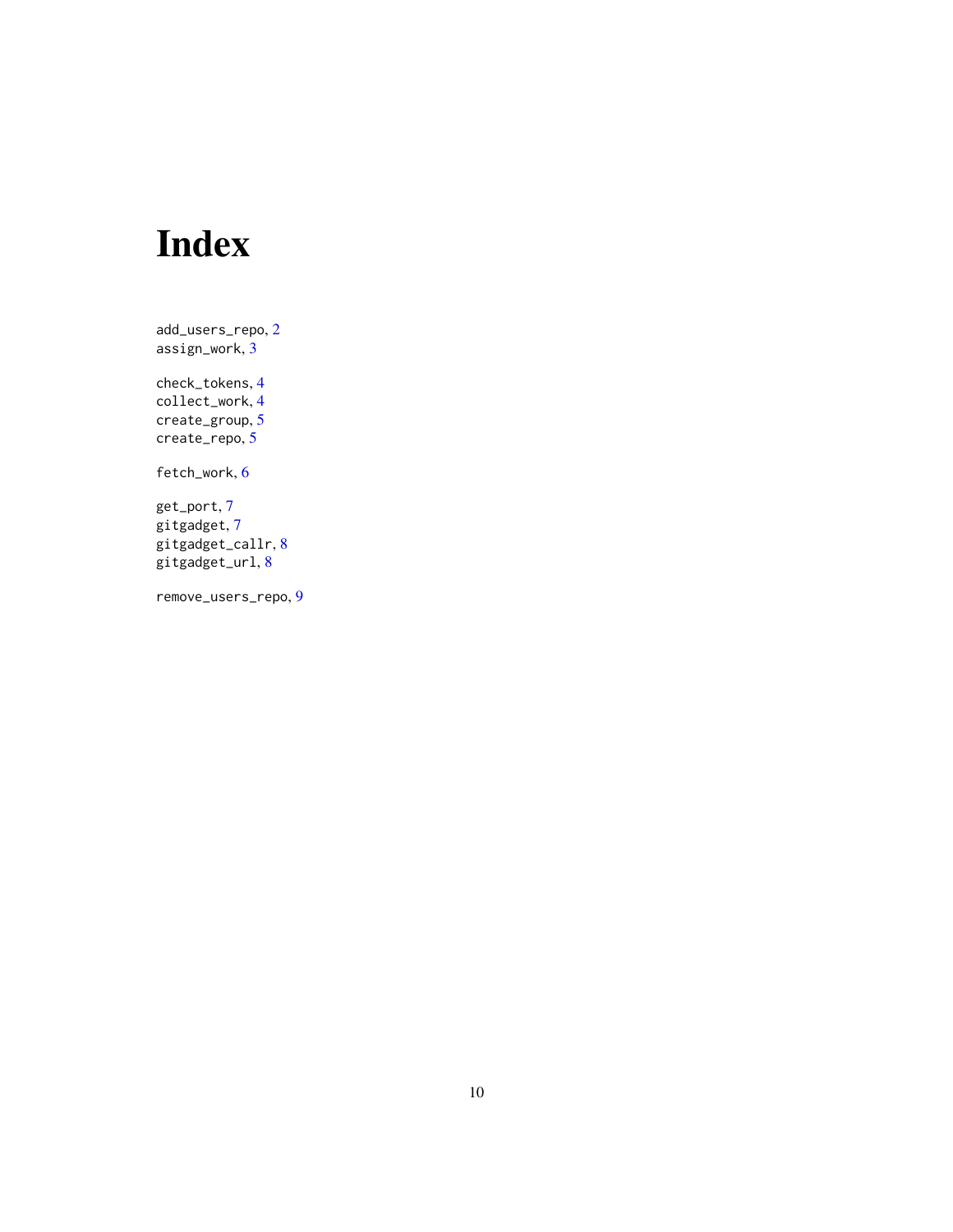# Index

add_users_repo, 2
assign_work, 3

check_tokens, 4
collect_work, 4
create_group, 5
create_repo, 5

fetch_work, 6

get_port, 7
gitgadget, 7
gitgadget_callr, 8
gitgadget_url, 8

remove_users_repo, 9